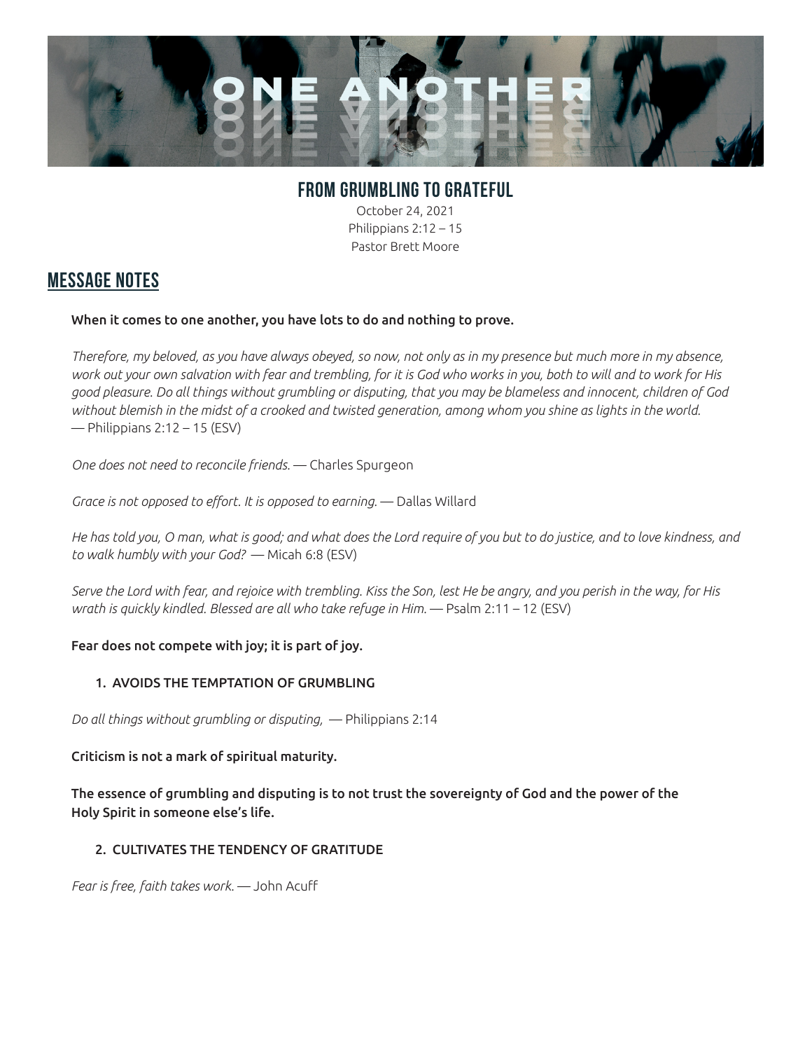# ONE ANOTHER

## FROM GRUMBLING TO GRATEFUL

October 24, 2021
Philippians 2:12 – 15
Pastor Brett Moore

## MESSAGE NOTES

**When it comes to one another, you have lots to do and nothing to prove.**

*Therefore, my beloved, as you have always obeyed, so now, not only as in my presence but much more in my absence, work out your own salvation with fear and trembling, for it is God who works in you, both to will and to work for His good pleasure. Do all things without grumbling or disputing, that you may be blameless and innocent, children of God without blemish in the midst of a crooked and twisted generation, among whom you shine as lights in the world.*
— Philippians 2:12 – 15 (ESV)

*One does not need to reconcile friends.* — Charles Spurgeon

*Grace is not opposed to effort. It is opposed to earning.* — Dallas Willard

*He has told you, O man, what is good; and what does the Lord require of you but to do justice, and to love kindness, and to walk humbly with your God?* — Micah 6:8 (ESV)

*Serve the Lord with fear, and rejoice with trembling. Kiss the Son, lest He be angry, and you perish in the way, for His wrath is quickly kindled. Blessed are all who take refuge in Him.* — Psalm 2:11 – 12 (ESV)

**Fear does not compete with joy; it is part of joy.**

1. AVOIDS THE TEMPTATION OF GRUMBLING

*Do all things without grumbling or disputing,* — Philippians 2:14

**Criticism is not a mark of spiritual maturity.**

**The essence of grumbling and disputing is to not trust the sovereignty of God and the power of the Holy Spirit in someone else's life.**

2. CULTIVATES THE TENDENCY OF GRATITUDE

*Fear is free, faith takes work.* — John Acuff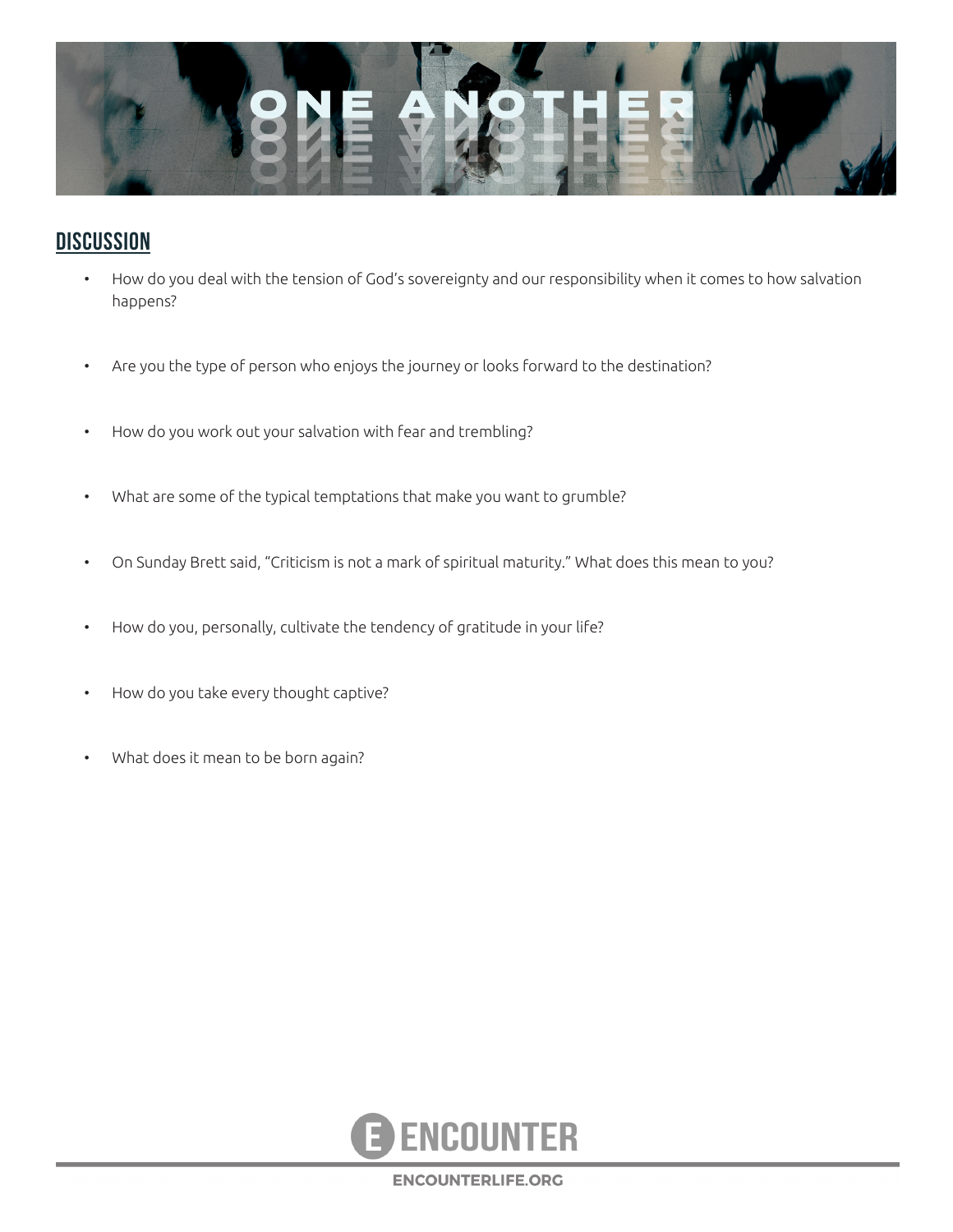# ONE ANOTHER

## DISCUSSION

- How do you deal with the tension of God's sovereignty and our responsibility when it comes to how salvation happens?
- Are you the type of person who enjoys the journey or looks forward to the destination?
- How do you work out your salvation with fear and trembling?
- What are some of the typical temptations that make you want to grumble?
- On Sunday Brett said, "Criticism is not a mark of spiritual maturity." What does this mean to you?
- How do you, personally, cultivate the tendency of gratitude in your life?
- How do you take every thought captive?
- What does it mean to be born again?

ENCOUNTER

ENCOUNTERLIFE.ORG